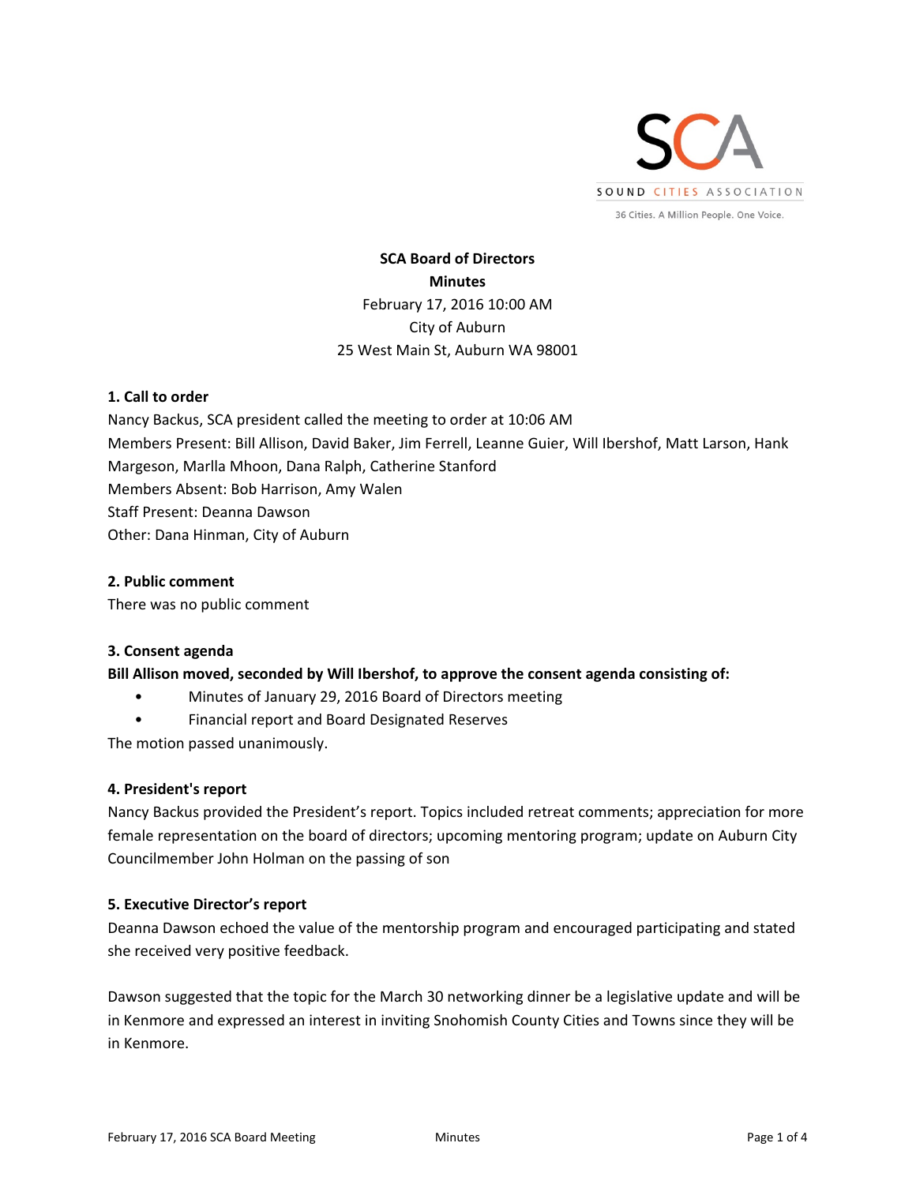SOUND CITIES ASSOCIATION

36 Cities. A Million People. One Voice.

**SCA Board of Directors**
**Minutes**
February 17, 2016 10:00 AM
City of Auburn
25 West Main St, Auburn WA 98001

**1. Call to order**

Nancy Backus, SCA president called the meeting to order at 10:06 AM
Members Present: Bill Allison, David Baker, Jim Ferrell, Leanne Guier, Will Ibershof, Matt Larson, Hank Margeson, Marlla Mhoon, Dana Ralph, Catherine Stanford
Members Absent: Bob Harrison, Amy Walen
Staff Present: Deanna Dawson
Other: Dana Hinman, City of Auburn

**2. Public comment**

There was no public comment

**3. Consent agenda**

**Bill Allison moved, seconded by Will Ibershof, to approve the consent agenda consisting of:**

- Minutes of January 29, 2016 Board of Directors meeting
- Financial report and Board Designated Reserves

The motion passed unanimously.

**4. President's report**

Nancy Backus provided the President's report. Topics included retreat comments; appreciation for more female representation on the board of directors; upcoming mentoring program; update on Auburn City Councilmember John Holman on the passing of son

**5. Executive Director's report**

Deanna Dawson echoed the value of the mentorship program and encouraged participating and stated she received very positive feedback.

Dawson suggested that the topic for the March 30 networking dinner be a legislative update and will be in Kenmore and expressed an interest in inviting Snohomish County Cities and Towns since they will be in Kenmore.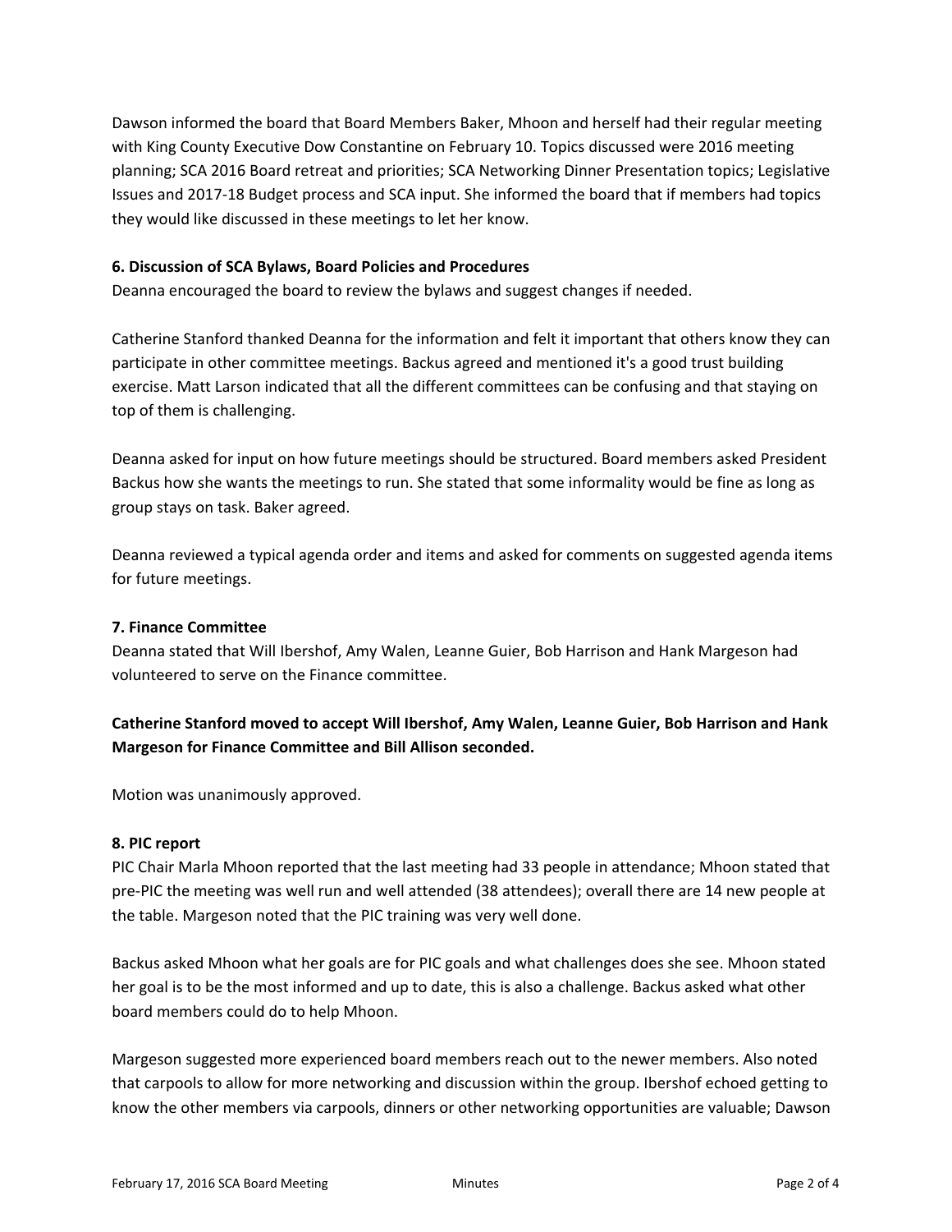Dawson informed the board that Board Members Baker, Mhoon and herself had their regular meeting with King County Executive Dow Constantine on February 10. Topics discussed were 2016 meeting planning; SCA 2016 Board retreat and priorities; SCA Networking Dinner Presentation topics; Legislative Issues and 2017-18 Budget process and SCA input. She informed the board that if members had topics they would like discussed in these meetings to let her know.

**6. Discussion of SCA Bylaws, Board Policies and Procedures**

Deanna encouraged the board to review the bylaws and suggest changes if needed.

Catherine Stanford thanked Deanna for the information and felt it important that others know they can participate in other committee meetings. Backus agreed and mentioned it's a good trust building exercise. Matt Larson indicated that all the different committees can be confusing and that staying on top of them is challenging.

Deanna asked for input on how future meetings should be structured. Board members asked President Backus how she wants the meetings to run. She stated that some informality would be fine as long as group stays on task. Baker agreed.

Deanna reviewed a typical agenda order and items and asked for comments on suggested agenda items for future meetings.

**7. Finance Committee**

Deanna stated that Will Ibershof, Amy Walen, Leanne Guier, Bob Harrison and Hank Margeson had volunteered to serve on the Finance committee.

**Catherine Stanford moved to accept Will Ibershof, Amy Walen, Leanne Guier, Bob Harrison and Hank Margeson for Finance Committee and Bill Allison seconded.**

Motion was unanimously approved.

**8. PIC report**

PIC Chair Marla Mhoon reported that the last meeting had 33 people in attendance; Mhoon stated that pre-PIC the meeting was well run and well attended (38 attendees); overall there are 14 new people at the table. Margeson noted that the PIC training was very well done.

Backus asked Mhoon what her goals are for PIC goals and what challenges does she see. Mhoon stated her goal is to be the most informed and up to date, this is also a challenge. Backus asked what other board members could do to help Mhoon.

Margeson suggested more experienced board members reach out to the newer members. Also noted that carpools to allow for more networking and discussion within the group. Ibershof echoed getting to know the other members via carpools, dinners or other networking opportunities are valuable; Dawson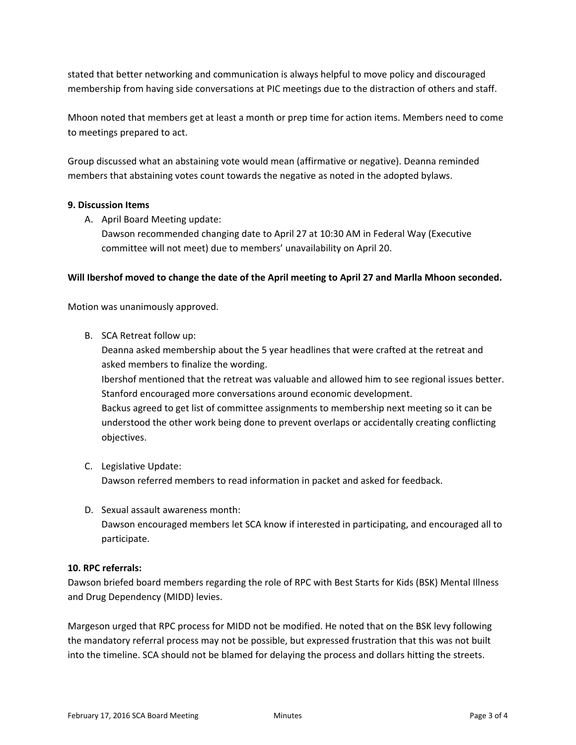stated that better networking and communication is always helpful to move policy and discouraged membership from having side conversations at PIC meetings due to the distraction of others and staff.

Mhoon noted that members get at least a month or prep time for action items. Members need to come to meetings prepared to act.

Group discussed what an abstaining vote would mean (affirmative or negative). Deanna reminded members that abstaining votes count towards the negative as noted in the adopted bylaws.

**9. Discussion Items**

A. April Board Meeting update:
   Dawson recommended changing date to April 27 at 10:30 AM in Federal Way (Executive committee will not meet) due to members' unavailability on April 20.

**Will Ibershof moved to change the date of the April meeting to April 27 and Marlla Mhoon seconded.**

Motion was unanimously approved.

B. SCA Retreat follow up:
   Deanna asked membership about the 5 year headlines that were crafted at the retreat and asked members to finalize the wording.
   Ibershof mentioned that the retreat was valuable and allowed him to see regional issues better.
   Stanford encouraged more conversations around economic development.
   Backus agreed to get list of committee assignments to membership next meeting so it can be understood the other work being done to prevent overlaps or accidentally creating conflicting objectives.

C. Legislative Update:
   Dawson referred members to read information in packet and asked for feedback.

D. Sexual assault awareness month:
   Dawson encouraged members let SCA know if interested in participating, and encouraged all to participate.

**10. RPC referrals:**

Dawson briefed board members regarding the role of RPC with Best Starts for Kids (BSK) Mental Illness and Drug Dependency (MIDD) levies.

Margeson urged that RPC process for MIDD not be modified. He noted that on the BSK levy following the mandatory referral process may not be possible, but expressed frustration that this was not built into the timeline. SCA should not be blamed for delaying the process and dollars hitting the streets.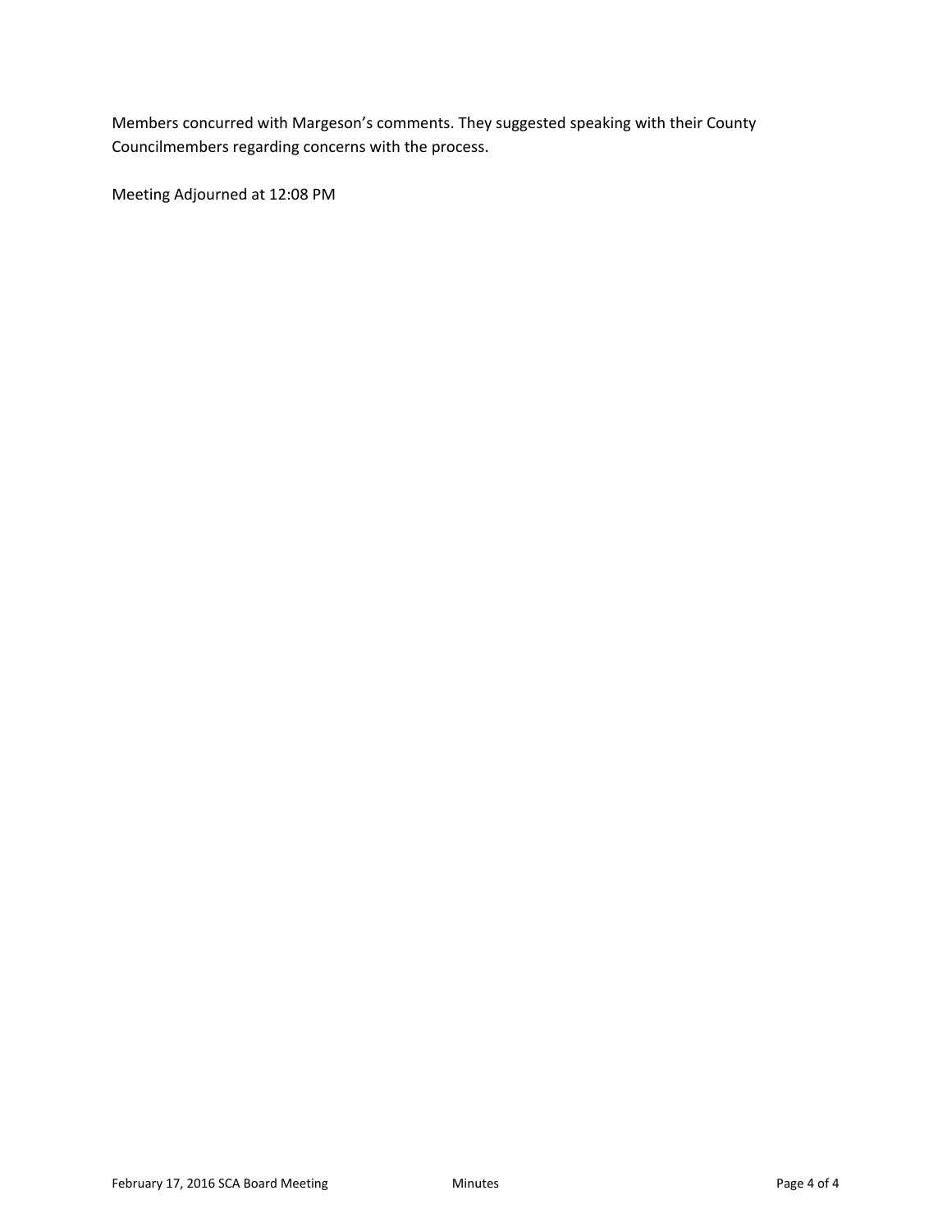Members concurred with Margeson's comments. They suggested speaking with their County Councilmembers regarding concerns with the process.

Meeting Adjourned at 12:08 PM